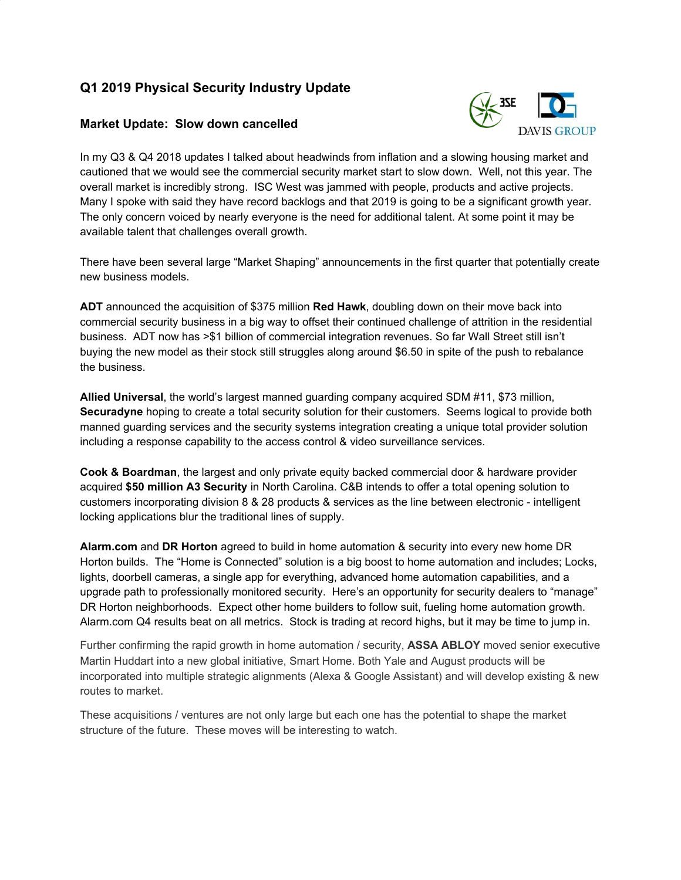## Q1 2019 Physical Security Industry Update

### Market Update: Slow down cancelled

In my Q3 & Q4 2018 updates I talked about headwinds from inflation and a slowing housing market and cautioned that we would see the commercial security market start to slow down. Well, not this year. The overall market is incredibly strong. ISC West was jammed with people, products and active projects. Many I spoke with said they have record backlogs and that 2019 is going to be a significant growth year. The only concern voiced by nearly everyone is the need for additional talent. At some point it may be available talent that challenges overall growth.

There have been several large "Market Shaping" announcements in the first quarter that potentially create new business models.

**ADT** announced the acquisition of $375 million **Red Hawk**, doubling down on their move back into commercial security business in a big way to offset their continued challenge of attrition in the residential business. ADT now has >$1 billion of commercial integration revenues. So far Wall Street still isn't buying the new model as their stock still struggles along around $6.50 in spite of the push to rebalance the business.

**Allied Universal**, the world's largest manned guarding company acquired SDM #11, $73 million, **Securadyne** hoping to create a total security solution for their customers. Seems logical to provide both manned guarding services and the security systems integration creating a unique total provider solution including a response capability to the access control & video surveillance services.

**Cook & Boardman**, the largest and only private equity backed commercial door & hardware provider acquired **$50 million A3 Security** in North Carolina. C&B intends to offer a total opening solution to customers incorporating division 8 & 28 products & services as the line between electronic - intelligent locking applications blur the traditional lines of supply.

**Alarm.com** and **DR Horton** agreed to build in home automation & security into every new home DR Horton builds. The "Home is Connected" solution is a big boost to home automation and includes; Locks, lights, doorbell cameras, a single app for everything, advanced home automation capabilities, and a upgrade path to professionally monitored security. Here's an opportunity for security dealers to "manage" DR Horton neighborhoods. Expect other home builders to follow suit, fueling home automation growth. Alarm.com Q4 results beat on all metrics. Stock is trading at record highs, but it may be time to jump in.

Further confirming the rapid growth in home automation / security, **ASSA ABLOY** moved senior executive Martin Huddart into a new global initiative, Smart Home. Both Yale and August products will be incorporated into multiple strategic alignments (Alexa & Google Assistant) and will develop existing & new routes to market.

These acquisitions / ventures are not only large but each one has the potential to shape the market structure of the future. These moves will be interesting to watch.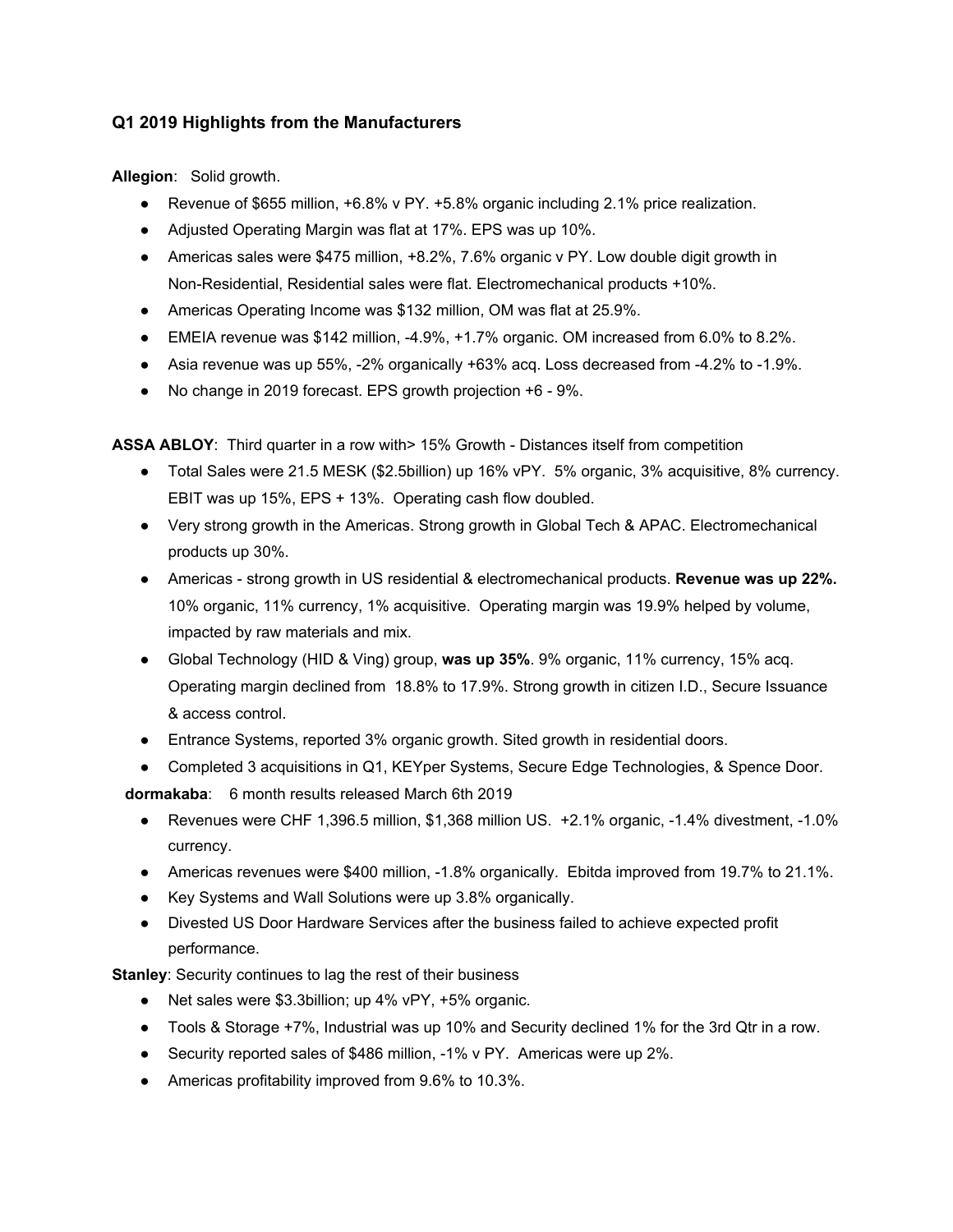### Q1 2019 Highlights from the Manufacturers

**Allegion**: Solid growth.

- Revenue of $655 million, +6.8% v PY. +5.8% organic including 2.1% price realization.
- Adjusted Operating Margin was flat at 17%. EPS was up 10%.
- Americas sales were $475 million, +8.2%, 7.6% organic v PY. Low double digit growth in Non-Residential, Residential sales were flat. Electromechanical products +10%.
- Americas Operating Income was $132 million, OM was flat at 25.9%.
- EMEIA revenue was $142 million, -4.9%, +1.7% organic. OM increased from 6.0% to 8.2%.
- Asia revenue was up 55%, -2% organically +63% acq. Loss decreased from -4.2% to -1.9%.
- No change in 2019 forecast. EPS growth projection +6 - 9%.

**ASSA ABLOY**: Third quarter in a row with> 15% Growth - Distances itself from competition

- Total Sales were 21.5 MESK ($2.5billion) up 16% vPY. 5% organic, 3% acquisitive, 8% currency. EBIT was up 15%, EPS + 13%. Operating cash flow doubled.
- Very strong growth in the Americas. Strong growth in Global Tech & APAC. Electromechanical products up 30%.
- Americas - strong growth in US residential & electromechanical products. **Revenue was up 22%.** 10% organic, 11% currency, 1% acquisitive. Operating margin was 19.9% helped by volume, impacted by raw materials and mix.
- Global Technology (HID & Ving) group, **was up 35%**. 9% organic, 11% currency, 15% acq. Operating margin declined from 18.8% to 17.9%. Strong growth in citizen I.D., Secure Issuance & access control.
- Entrance Systems, reported 3% organic growth. Sited growth in residential doors.
- Completed 3 acquisitions in Q1, KEYper Systems, Secure Edge Technologies, & Spence Door.

**dormakaba**: 6 month results released March 6th 2019

- Revenues were CHF 1,396.5 million, $1,368 million US. +2.1% organic, -1.4% divestment, -1.0% currency.
- Americas revenues were $400 million, -1.8% organically. Ebitda improved from 19.7% to 21.1%.
- Key Systems and Wall Solutions were up 3.8% organically.
- Divested US Door Hardware Services after the business failed to achieve expected profit performance.

**Stanley**: Security continues to lag the rest of their business

- Net sales were $3.3billion; up 4% vPY, +5% organic.
- Tools & Storage +7%, Industrial was up 10% and Security declined 1% for the 3rd Qtr in a row.
- Security reported sales of $486 million, -1% v PY. Americas were up 2%.
- Americas profitability improved from 9.6% to 10.3%.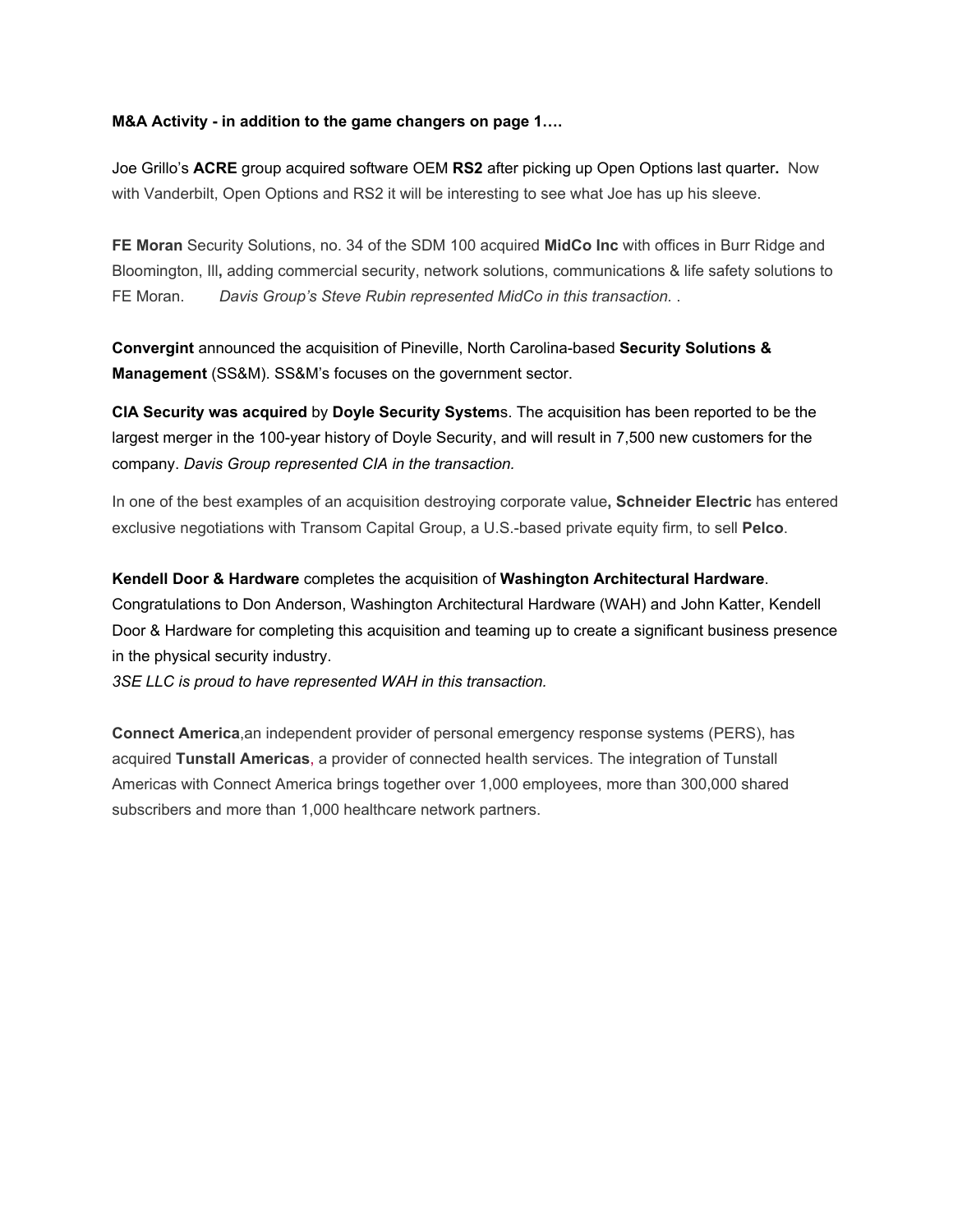**M&A Activity - in addition to the game changers on page 1….**

Joe Grillo's **ACRE** group acquired software OEM **RS2** after picking up Open Options last quarter**.** Now with Vanderbilt, Open Options and RS2 it will be interesting to see what Joe has up his sleeve.

**FE Moran** Security Solutions, no. 34 of the SDM 100 acquired **MidCo Inc** with offices in Burr Ridge and Bloomington, Ill**,** adding commercial security, network solutions, communications & life safety solutions to FE Moran. *Davis Group's Steve Rubin represented MidCo in this transaction.* .

**Convergint** announced the acquisition of Pineville, North Carolina-based **Security Solutions & Management** (SS&M). SS&M's focuses on the government sector.

**CIA Security was acquired** by **Doyle Security System**s. The acquisition has been reported to be the largest merger in the 100-year history of Doyle Security, and will result in 7,500 new customers for the company. *Davis Group represented CIA in the transaction.*

In one of the best examples of an acquisition destroying corporate value**, Schneider Electric** has entered exclusive negotiations with Transom Capital Group, a U.S.-based private equity firm, to sell **Pelco**.

**Kendell Door & Hardware** completes the acquisition of **Washington Architectural Hardware**. Congratulations to Don Anderson, Washington Architectural Hardware (WAH) and John Katter, Kendell Door & Hardware for completing this acquisition and teaming up to create a significant business presence in the physical security industry.
*3SE LLC is proud to have represented WAH in this transaction.*

**Connect America**,an independent provider of personal emergency response systems (PERS), has acquired **Tunstall Americas**, a provider of connected health services. The integration of Tunstall Americas with Connect America brings together over 1,000 employees, more than 300,000 shared subscribers and more than 1,000 healthcare network partners.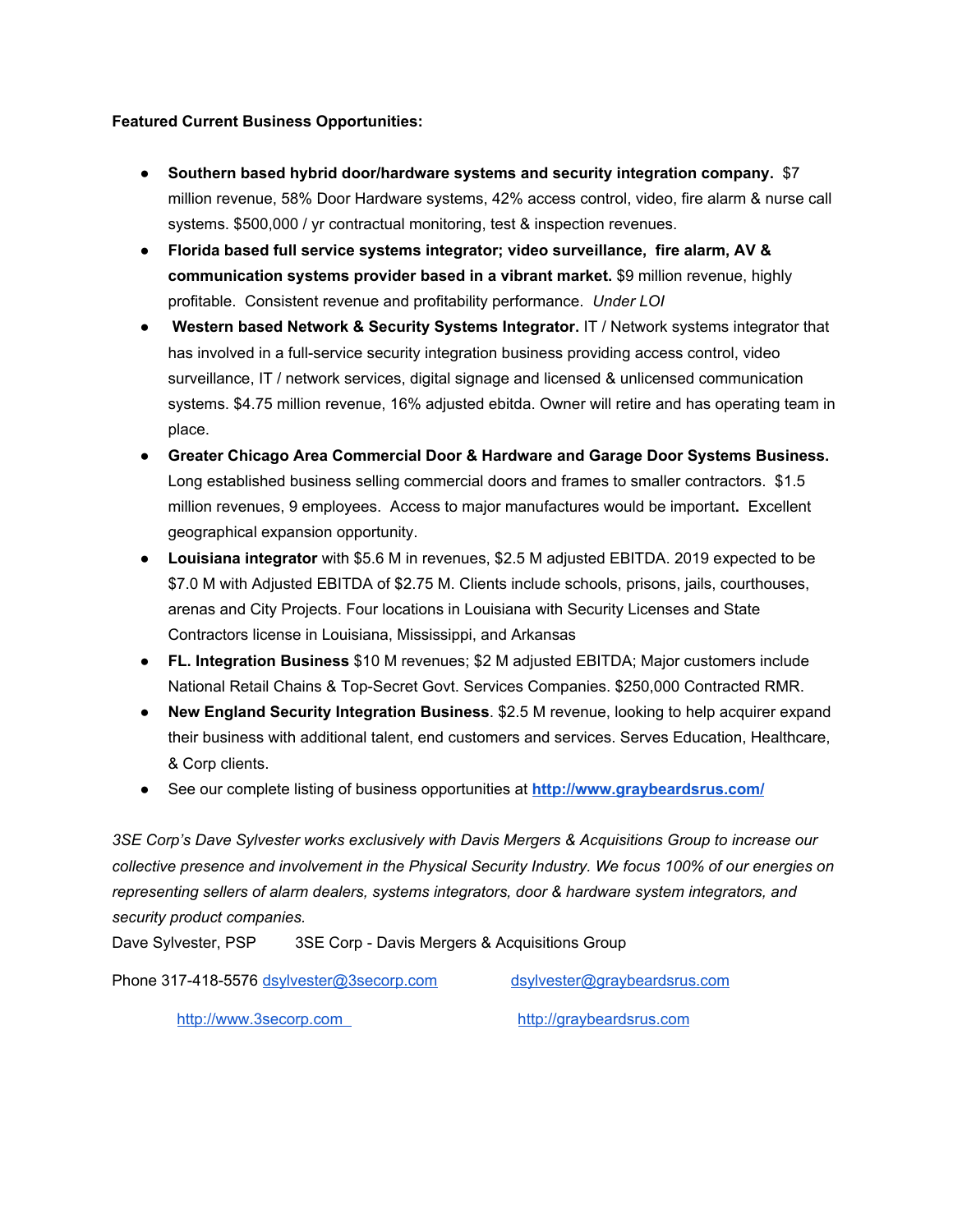**Featured Current Business Opportunities:**

- **Southern based hybrid door/hardware systems and security integration company.** $7 million revenue, 58% Door Hardware systems, 42% access control, video, fire alarm & nurse call systems. $500,000 / yr contractual monitoring, test & inspection revenues.
- **Florida based full service systems integrator; video surveillance, fire alarm, AV & communication systems provider based in a vibrant market.** $9 million revenue, highly profitable. Consistent revenue and profitability performance. *Under LOI*
- **Western based Network & Security Systems Integrator.** IT / Network systems integrator that has involved in a full-service security integration business providing access control, video surveillance, IT / network services, digital signage and licensed & unlicensed communication systems. $4.75 million revenue, 16% adjusted ebitda. Owner will retire and has operating team in place.
- **Greater Chicago Area Commercial Door & Hardware and Garage Door Systems Business.** Long established business selling commercial doors and frames to smaller contractors. $1.5 million revenues, 9 employees. Access to major manufactures would be important**.** Excellent geographical expansion opportunity.
- **Louisiana integrator** with $5.6 M in revenues, $2.5 M adjusted EBITDA. 2019 expected to be $7.0 M with Adjusted EBITDA of $2.75 M. Clients include schools, prisons, jails, courthouses, arenas and City Projects. Four locations in Louisiana with Security Licenses and State Contractors license in Louisiana, Mississippi, and Arkansas
- **FL. Integration Business** $10 M revenues; $2 M adjusted EBITDA; Major customers include National Retail Chains & Top-Secret Govt. Services Companies. $250,000 Contracted RMR.
- **New England Security Integration Business**. $2.5 M revenue, looking to help acquirer expand their business with additional talent, end customers and services. Serves Education, Healthcare, & Corp clients.
- See our complete listing of business opportunities at **http://www.graybeardsrus.com/**

*3SE Corp's Dave Sylvester works exclusively with Davis Mergers & Acquisitions Group to increase our collective presence and involvement in the Physical Security Industry. We focus 100% of our energies on representing sellers of alarm dealers, systems integrators, door & hardware system integrators, and security product companies.*

Dave Sylvester, PSP 3SE Corp - Davis Mergers & Acquisitions Group

Phone 317-418-5576 dsylvester@3secorp.com dsylvester@graybeardsrus.com

http://www.3secorp.com http://graybeardsrus.com